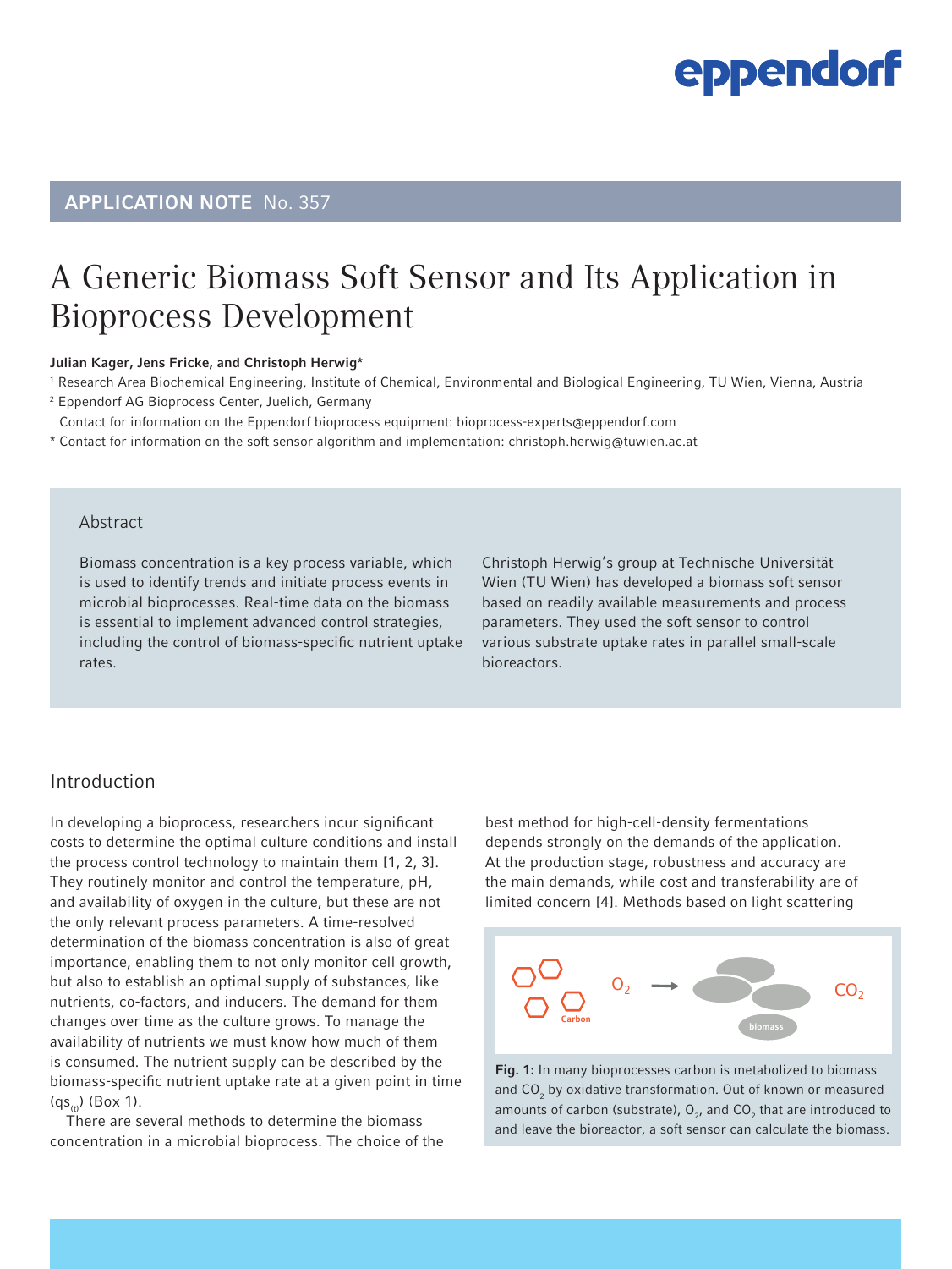APPLICATION NOTE No. 357

# A Generic Biomass Soft Sensor and Its Application in Bioprocess Development

**Julian Kager, Jens Fricke, and Christoph Herwig***

[1] Research Area Biochemical Engineering, Institute of Chemical, Environmental and Biological Engineering, TU Wien, Vienna, Austria
[2] Eppendorf AG Bioprocess Center, Juelich, Germany
Contact for information on the Eppendorf bioprocess equipment: bioprocess-experts@eppendorf.com
* Contact for information on the soft sensor algorithm and implementation: christoph.herwig@tuwien.ac.at

## Abstract

Biomass concentration is a key process variable, which is used to identify trends and initiate process events in microbial bioprocesses. Real-time data on the biomass is essential to implement advanced control strategies, including the control of biomass-specific nutrient uptake rates.

Christoph Herwig's group at Technische Universität Wien (TU Wien) has developed a biomass soft sensor based on readily available measurements and process parameters. They used the soft sensor to control various substrate uptake rates in parallel small-scale bioreactors.

## Introduction

In developing a bioprocess, researchers incur significant costs to determine the optimal culture conditions and install the process control technology to maintain them [1, 2, 3]. They routinely monitor and control the temperature, pH, and availability of oxygen in the culture, but these are not the only relevant process parameters. A time-resolved determination of the biomass concentration is also of great importance, enabling them to not only monitor cell growth, but also to establish an optimal supply of substances, like nutrients, co-factors, and inducers. The demand for them changes over time as the culture grows. To manage the availability of nutrients we must know how much of them is consumed. The nutrient supply can be described by the biomass-specific nutrient uptake rate at a given point in time ($qs_{(t)}$) (Box 1).

There are several methods to determine the biomass concentration in a microbial bioprocess. The choice of the best method for high-cell-density fermentations depends strongly on the demands of the application. At the production stage, robustness and accuracy are the main demands, while cost and transferability are of limited concern [4]. Methods based on light scattering

**Fig. 1:** In many bioprocesses carbon is metabolized to biomass and $CO_2$ by oxidative transformation. Out of known or measured amounts of carbon (substrate), $O_2$, and $CO_2$ that are introduced to and leave the bioreactor, a soft sensor can calculate the biomass.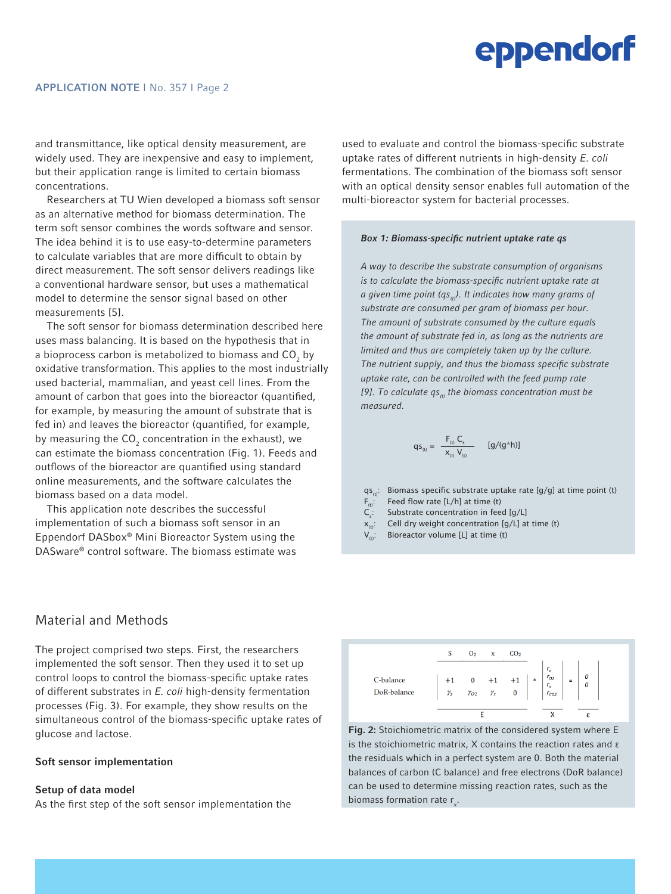and transmittance, like optical density measurement, are widely used. They are inexpensive and easy to implement, but their application range is limited to certain biomass concentrations.

Researchers at TU Wien developed a biomass soft sensor as an alternative method for biomass determination. The term soft sensor combines the words software and sensor. The idea behind it is to use easy-to-determine parameters to calculate variables that are more difficult to obtain by direct measurement. The soft sensor delivers readings like a conventional hardware sensor, but uses a mathematical model to determine the sensor signal based on other measurements [5].

The soft sensor for biomass determination described here uses mass balancing. It is based on the hypothesis that in a bioprocess carbon is metabolized to biomass and $CO_2$ by oxidative transformation. This applies to the most industrially used bacterial, mammalian, and yeast cell lines. From the amount of carbon that goes into the bioreactor (quantified, for example, by measuring the amount of substrate that is fed in) and leaves the bioreactor (quantified, for example, by measuring the $CO_2$ concentration in the exhaust), we can estimate the biomass concentration (Fig. 1). Feeds and outflows of the bioreactor are quantified using standard online measurements, and the software calculates the biomass based on a data model.

This application note describes the successful implementation of such a biomass soft sensor in an Eppendorf DASbox® Mini Bioreactor System using the DASware® control software. The biomass estimate was used to evaluate and control the biomass-specific substrate uptake rates of different nutrients in high-density *E. coli* fermentations. The combination of the biomass soft sensor with an optical density sensor enables full automation of the multi-bioreactor system for bacterial processes.

> ***Box 1: Biomass-specific nutrient uptake rate qs***
>
> *A way to describe the substrate consumption of organisms is to calculate the biomass-specific nutrient uptake rate at a given time point ($qs_{(t)}$). It indicates how many grams of substrate are consumed per gram of biomass per hour. The amount of substrate consumed by the culture equals the amount of substrate fed in, as long as the nutrients are limited and thus are completely taken up by the culture. The nutrient supply, and thus the biomass specific substrate uptake rate, can be controlled with the feed pump rate [9]. To calculate $qs_{(t)}$ the biomass concentration must be measured.*
>
> $$qs_{(t)} = \frac{F_{(t)}\, C_s}{x_{(t)}\, V_{(t)}} \qquad [g/(g*h)]$$
>
> $qs_{(t)}$: Biomass specific substrate uptake rate [g/g] at time point (t)
> $F_{(t)}$: Feed flow rate [L/h] at time (t)
> $C_s$: Substrate concentration in feed [g/L]
> $x_{(t)}$: Cell dry weight concentration [g/L] at time (t)
> $V_{(t)}$: Bioreactor volume [L] at time (t)

## Material and Methods

The project comprised two steps. First, the researchers implemented the soft sensor. Then they used it to set up control loops to control the biomass-specific uptake rates of different substrates in *E. coli* high-density fermentation processes (Fig. 3). For example, they show results on the simultaneous control of the biomass-specific uptake rates of glucose and lactose.

### Soft sensor implementation

#### Setup of data model

As the first step of the soft sensor implementation the

$$\begin{array}{l} \text{C-balance} \\ \text{DoR-balance} \end{array}
\underbrace{\begin{vmatrix} +1 & 0 & +1 & +1 \\ \gamma_s & \gamma_{O2} & \gamma_x & 0 \end{vmatrix}}_{E}
\overset{\begin{matrix} S & O_2 & x & CO_2 \end{matrix}}{}
*
\underbrace{\begin{vmatrix} r_s \\ r_{O2} \\ r_x \\ r_{CO2} \end{vmatrix}}_{X}
=
\underbrace{\begin{vmatrix} 0 \\ 0 \end{vmatrix}}_{\varepsilon}$$

**Fig. 2:** Stoichiometric matrix of the considered system where E is the stoichiometric matrix, X contains the reaction rates and ε the residuals which in a perfect system are 0. Both the material balances of carbon (C balance) and free electrons (DoR balance) can be used to determine missing reaction rates, such as the biomass formation rate $r_x$.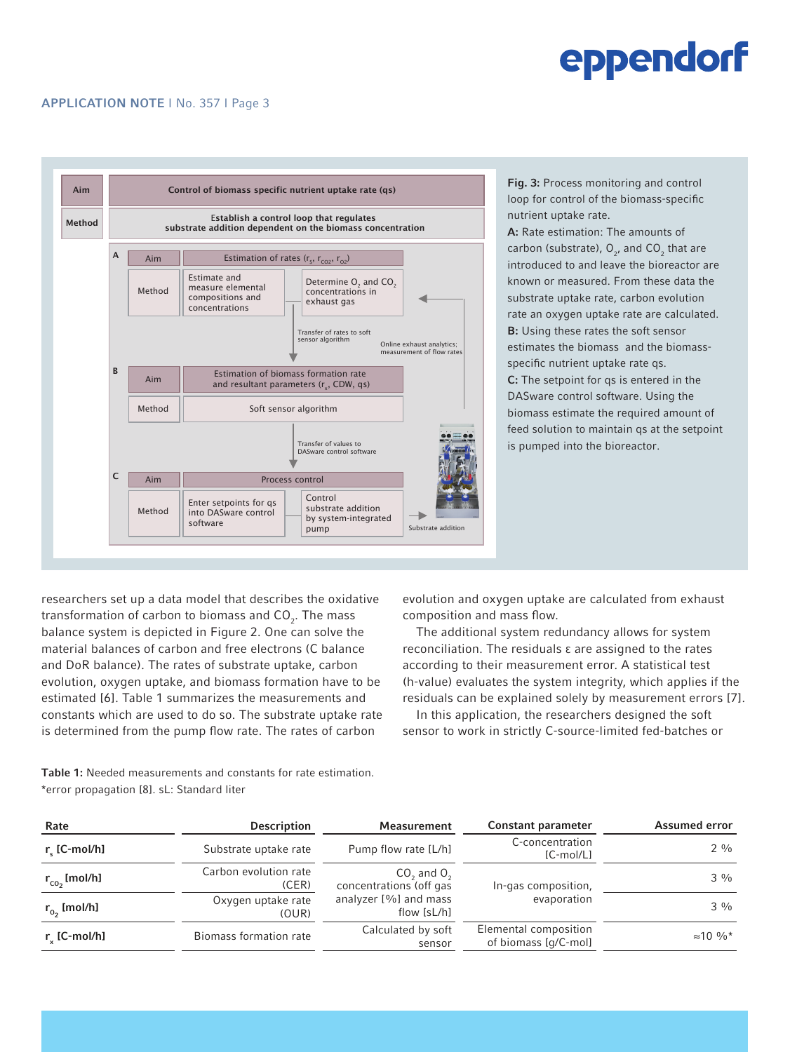| Aim | Control of biomass specific nutrient uptake rate (qs) |
|---|---|
| Method | Establish a control loop that regulates substrate addition dependent on the biomass concentration |

**A**

| Aim | Estimation of rates ($r_s$, $r_{CO2}$, $r_{O2}$) | |
|---|---|---|
| Method | Estimate and measure elemental compositions and concentrations | Determine $O_2$ and $CO_2$ concentrations in exhaust gas |

Transfer of rates to soft sensor algorithm

Online exhaust analytics; measurement of flow rates

**B**

| Aim | Estimation of biomass formation rate and resultant parameters ($r_x$, CDW, qs) |
|---|---|
| Method | Soft sensor algorithm |

Transfer of values to DASware control software

**C**

| Aim | Process control | |
|---|---|---|
| Method | Enter setpoints for qs into DASware control software | Control substrate addition by system-integrated pump |

Substrate addition

**Fig. 3:** Process monitoring and control loop for control of the biomass-specific nutrient uptake rate.
**A:** Rate estimation: The amounts of carbon (substrate), $O_2$, and $CO_2$ that are introduced to and leave the bioreactor are known or measured. From these data the substrate uptake rate, carbon evolution rate an oxygen uptake rate are calculated.
**B:** Using these rates the soft sensor estimates the biomass and the biomass-specific nutrient uptake rate qs.
**C:** The setpoint for qs is entered in the DASware control software. Using the biomass estimate the required amount of feed solution to maintain qs at the setpoint is pumped into the bioreactor.

researchers set up a data model that describes the oxidative transformation of carbon to biomass and $CO_2$. The mass balance system is depicted in Figure 2. One can solve the material balances of carbon and free electrons (C balance and DoR balance). The rates of substrate uptake, carbon evolution, oxygen uptake, and biomass formation have to be estimated [6]. Table 1 summarizes the measurements and constants which are used to do so. The substrate uptake rate is determined from the pump flow rate. The rates of carbon evolution and oxygen uptake are calculated from exhaust composition and mass flow.

The additional system redundancy allows for system reconciliation. The residuals ε are assigned to the rates according to their measurement error. A statistical test (h-value) evaluates the system integrity, which applies if the residuals can be explained solely by measurement errors [7].

In this application, the researchers designed the soft sensor to work in strictly C-source-limited fed-batches or

**Table 1:** Needed measurements and constants for rate estimation.
*error propagation [8]. sL: Standard liter

| Rate | Description | Measurement | Constant parameter | Assumed error |
|---|---|---|---|---|
| $r_s$ [C-mol/h] | Substrate uptake rate | Pump flow rate [L/h] | C-concentration [C-mol/L] | 2 % |
| $r_{CO_2}$ [mol/h] | Carbon evolution rate (CER) | $CO_2$ and $O_2$ concentrations (off gas analyzer [%] and mass flow [sL/h] | In-gas composition, evaporation | 3 % |
| $r_{O_2}$ [mol/h] | Oxygen uptake rate (OUR) | | | 3 % |
| $r_x$ [C-mol/h] | Biomass formation rate | Calculated by soft sensor | Elemental composition of biomass [g/C-mol] | ≈10 %* |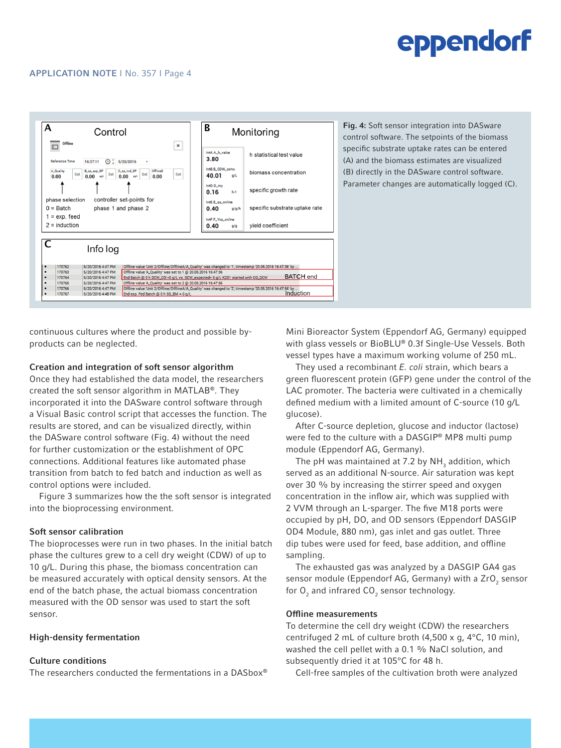**Fig. 4:** Soft sensor integration into DASware control software. The setpoints of the biomass specific substrate uptake rates can be entered (A) and the biomass estimates are visualized (B) directly in the DASware control software. Parameter changes are automatically logged (C).

continuous cultures where the product and possible by-products can be neglected.

### Creation and integration of soft sensor algorithm

Once they had established the data model, the researchers created the soft sensor algorithm in MATLAB®. They incorporated it into the DASware control software through a Visual Basic control script that accesses the function. The results are stored, and can be visualized directly, within the DASware control software (Fig. 4) without the need for further customization or the establishment of OPC connections. Additional features like automated phase transition from batch to fed batch and induction as well as control options were included.

Figure 3 summarizes how the the soft sensor is integrated into the bioprocessing environment.

### Soft sensor calibration

The bioprocesses were run in two phases. In the initial batch phase the cultures grew to a cell dry weight (CDW) of up to 10 g/L. During this phase, the biomass concentration can be measured accurately with optical density sensors. At the end of the batch phase, the actual biomass concentration measured with the OD sensor was used to start the soft sensor.

### High-density fermentation

### Culture conditions

The researchers conducted the fermentations in a DASbox® Mini Bioreactor System (Eppendorf AG, Germany) equipped with glass vessels or BioBLU® 0.3f Single-Use Vessels. Both vessel types have a maximum working volume of 250 mL.

They used a recombinant *E. coli* strain, which bears a green fluorescent protein (GFP) gene under the control of the LAC promoter. The bacteria were cultivated in a chemically defined medium with a limited amount of C-source (10 g/L glucose).

After C-source depletion, glucose and inductor (lactose) were fed to the culture with a DASGIP® MP8 multi pump module (Eppendorf AG, Germany).

The pH was maintained at 7.2 by $NH_3$ addition, which served as an additional N-source. Air saturation was kept over 30 % by increasing the stirrer speed and oxygen concentration in the inflow air, which was supplied with 2 VVM through an L-sparger. The five M18 ports were occupied by pH, DO, and OD sensors (Eppendorf DASGIP OD4 Module, 880 nm), gas inlet and gas outlet. Three dip tubes were used for feed, base addition, and offline sampling.

The exhausted gas was analyzed by a DASGIP GA4 gas sensor module (Eppendorf AG, Germany) with a $ZrO_2$ sensor for $O_2$ and infrared $CO_2$ sensor technology.

### Offline measurements

To determine the cell dry weight (CDW) the researchers centrifuged 2 mL of culture broth (4,500 x g, 4°C, 10 min), washed the cell pellet with a 0.1 % NaCl solution, and subsequently dried it at 105°C for 48 h.

Cell-free samples of the cultivation broth were analyzed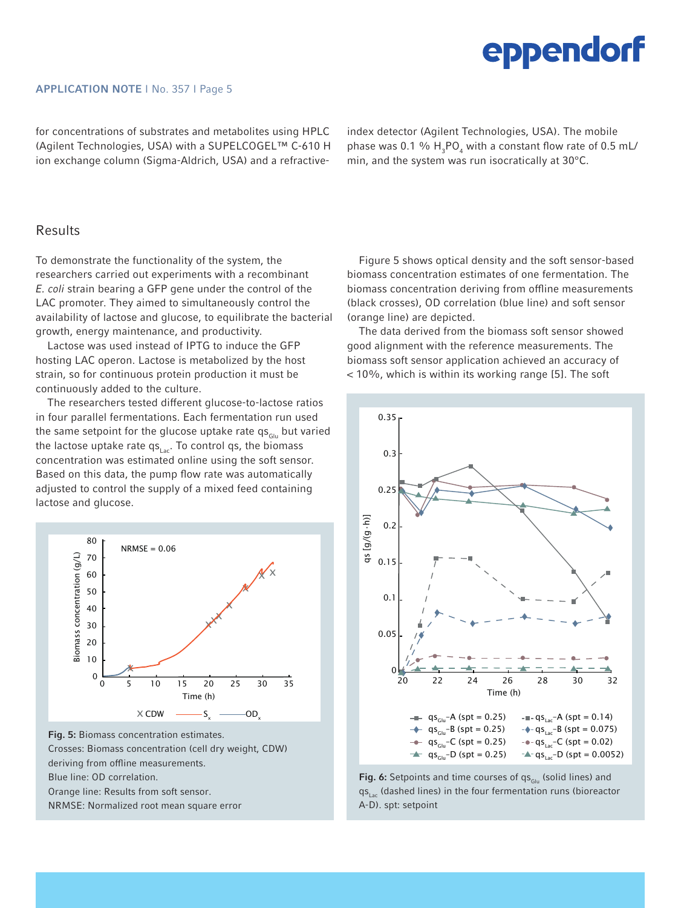for concentrations of substrates and metabolites using HPLC (Agilent Technologies, USA) with a SUPELCOGEL™ C-610 H ion exchange column (Sigma-Aldrich, USA) and a refractive-index detector (Agilent Technologies, USA). The mobile phase was 0.1 % $H_3PO_4$ with a constant flow rate of 0.5 mL/min, and the system was run isocratically at 30°C.

## Results

To demonstrate the functionality of the system, the researchers carried out experiments with a recombinant *E. coli* strain bearing a GFP gene under the control of the LAC promoter. They aimed to simultaneously control the availability of lactose and glucose, to equilibrate the bacterial growth, energy maintenance, and productivity.

Lactose was used instead of IPTG to induce the GFP hosting LAC operon. Lactose is metabolized by the host strain, so for continuous protein production it must be continuously added to the culture.

The researchers tested different glucose-to-lactose ratios in four parallel fermentations. Each fermentation run used the same setpoint for the glucose uptake rate $qs_{Glu}$ but varied the lactose uptake rate $qs_{Lac}$. To control qs, the biomass concentration was estimated online using the soft sensor. Based on this data, the pump flow rate was automatically adjusted to control the supply of a mixed feed containing lactose and glucose.

**Fig. 5:** Biomass concentration estimates.
Crosses: Biomass concentration (cell dry weight, CDW) deriving from offline measurements.
Blue line: OD correlation.
Orange line: Results from soft sensor.
NRMSE: Normalized root mean square error

Figure 5 shows optical density and the soft sensor-based biomass concentration estimates of one fermentation. The biomass concentration deriving from offline measurements (black crosses), OD correlation (blue line) and soft sensor (orange line) are depicted.

The data derived from the biomass soft sensor showed good alignment with the reference measurements. The biomass soft sensor application achieved an accuracy of < 10%, which is within its working range [5]. The soft

**Fig. 6:** Setpoints and time courses of $qs_{Glu}$ (solid lines) and $qs_{Lac}$ (dashed lines) in the four fermentation runs (bioreactor A-D). spt: setpoint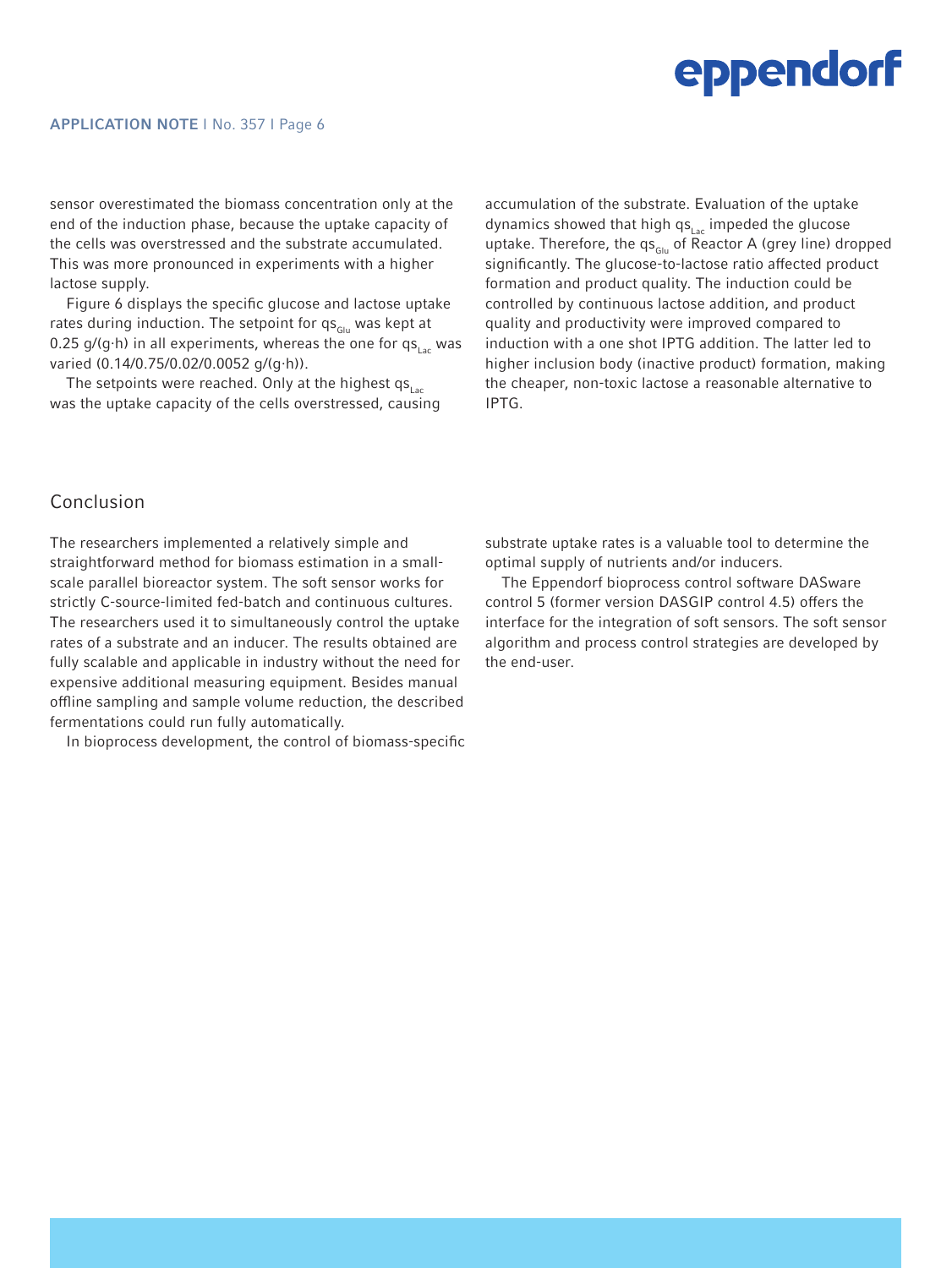sensor overestimated the biomass concentration only at the end of the induction phase, because the uptake capacity of the cells was overstressed and the substrate accumulated. This was more pronounced in experiments with a higher lactose supply.

Figure 6 displays the specific glucose and lactose uptake rates during induction. The setpoint for $qs_{Glu}$ was kept at 0.25 g/(g·h) in all experiments, whereas the one for $qs_{Lac}$ was varied (0.14/0.75/0.02/0.0052 g/(g·h)).

The setpoints were reached. Only at the highest $qs_{Lac}$ was the uptake capacity of the cells overstressed, causing accumulation of the substrate. Evaluation of the uptake dynamics showed that high $qs_{Lac}$ impeded the glucose uptake. Therefore, the $qs_{Glu}$ of Reactor A (grey line) dropped significantly. The glucose-to-lactose ratio affected product formation and product quality. The induction could be controlled by continuous lactose addition, and product quality and productivity were improved compared to induction with a one shot IPTG addition. The latter led to higher inclusion body (inactive product) formation, making the cheaper, non-toxic lactose a reasonable alternative to IPTG.

## Conclusion

The researchers implemented a relatively simple and straightforward method for biomass estimation in a small-scale parallel bioreactor system. The soft sensor works for strictly C-source-limited fed-batch and continuous cultures. The researchers used it to simultaneously control the uptake rates of a substrate and an inducer. The results obtained are fully scalable and applicable in industry without the need for expensive additional measuring equipment. Besides manual offline sampling and sample volume reduction, the described fermentations could run fully automatically.

In bioprocess development, the control of biomass-specific substrate uptake rates is a valuable tool to determine the optimal supply of nutrients and/or inducers.

The Eppendorf bioprocess control software DASware control 5 (former version DASGIP control 4.5) offers the interface for the integration of soft sensors. The soft sensor algorithm and process control strategies are developed by the end-user.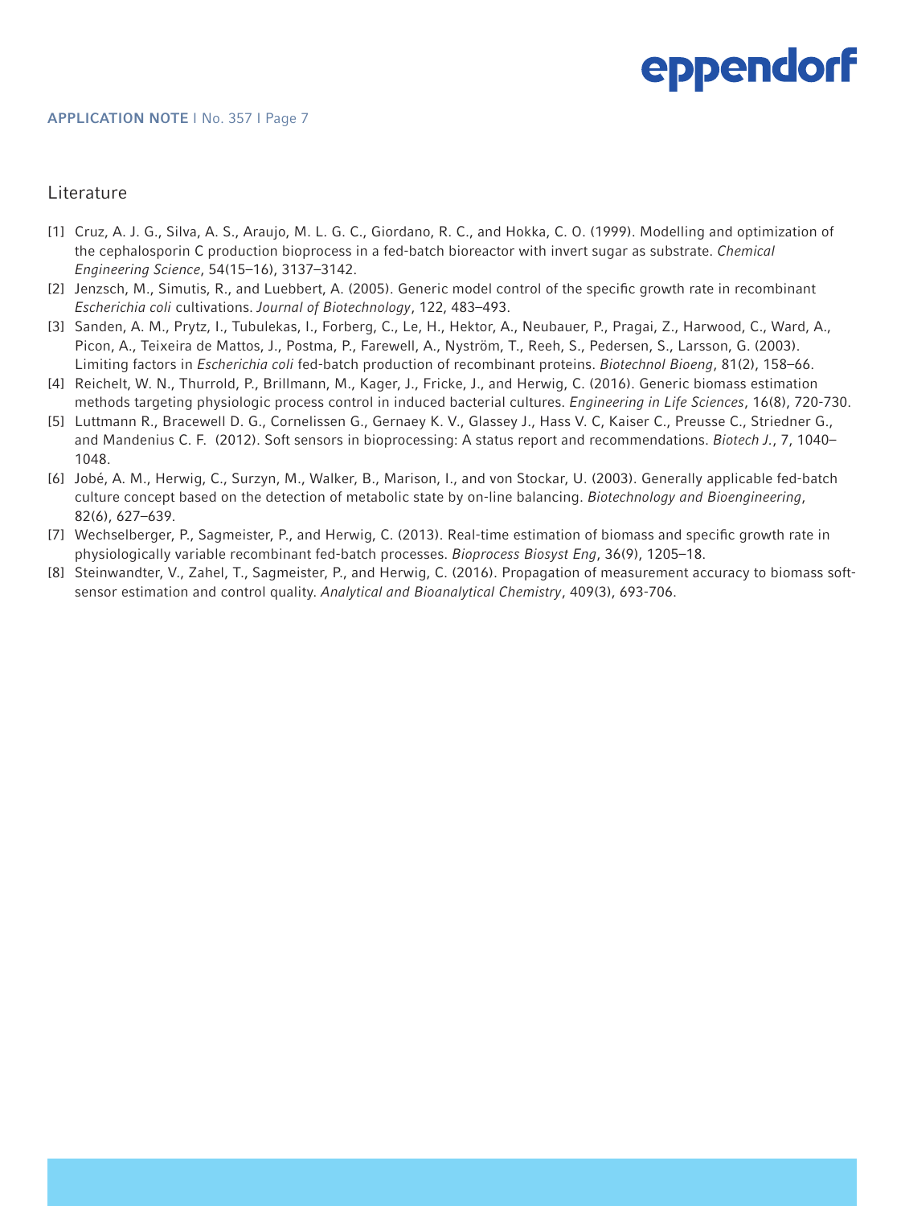## Literature

[1] Cruz, A. J. G., Silva, A. S., Araujo, M. L. G. C., Giordano, R. C., and Hokka, C. O. (1999). Modelling and optimization of the cephalosporin C production bioprocess in a fed-batch bioreactor with invert sugar as substrate. *Chemical Engineering Science*, 54(15–16), 3137–3142.

[2] Jenzsch, M., Simutis, R., and Luebbert, A. (2005). Generic model control of the specific growth rate in recombinant *Escherichia coli* cultivations. *Journal of Biotechnology*, 122, 483–493.

[3] Sanden, A. M., Prytz, I., Tubulekas, I., Forberg, C., Le, H., Hektor, A., Neubauer, P., Pragai, Z., Harwood, C., Ward, A., Picon, A., Teixeira de Mattos, J., Postma, P., Farewell, A., Nyström, T., Reeh, S., Pedersen, S., Larsson, G. (2003). Limiting factors in *Escherichia coli* fed-batch production of recombinant proteins. *Biotechnol Bioeng*, 81(2), 158–66.

[4] Reichelt, W. N., Thurrold, P., Brillmann, M., Kager, J., Fricke, J., and Herwig, C. (2016). Generic biomass estimation methods targeting physiologic process control in induced bacterial cultures. *Engineering in Life Sciences*, 16(8), 720-730.

[5] Luttmann R., Bracewell D. G., Cornelissen G., Gernaey K. V., Glassey J., Hass V. C, Kaiser C., Preusse C., Striedner G., and Mandenius C. F. (2012). Soft sensors in bioprocessing: A status report and recommendations. *Biotech J.*, 7, 1040–1048.

[6] Jobé, A. M., Herwig, C., Surzyn, M., Walker, B., Marison, I., and von Stockar, U. (2003). Generally applicable fed-batch culture concept based on the detection of metabolic state by on-line balancing. *Biotechnology and Bioengineering*, 82(6), 627–639.

[7] Wechselberger, P., Sagmeister, P., and Herwig, C. (2013). Real-time estimation of biomass and specific growth rate in physiologically variable recombinant fed-batch processes. *Bioprocess Biosyst Eng*, 36(9), 1205–18.

[8] Steinwandter, V., Zahel, T., Sagmeister, P., and Herwig, C. (2016). Propagation of measurement accuracy to biomass soft-sensor estimation and control quality. *Analytical and Bioanalytical Chemistry*, 409(3), 693-706.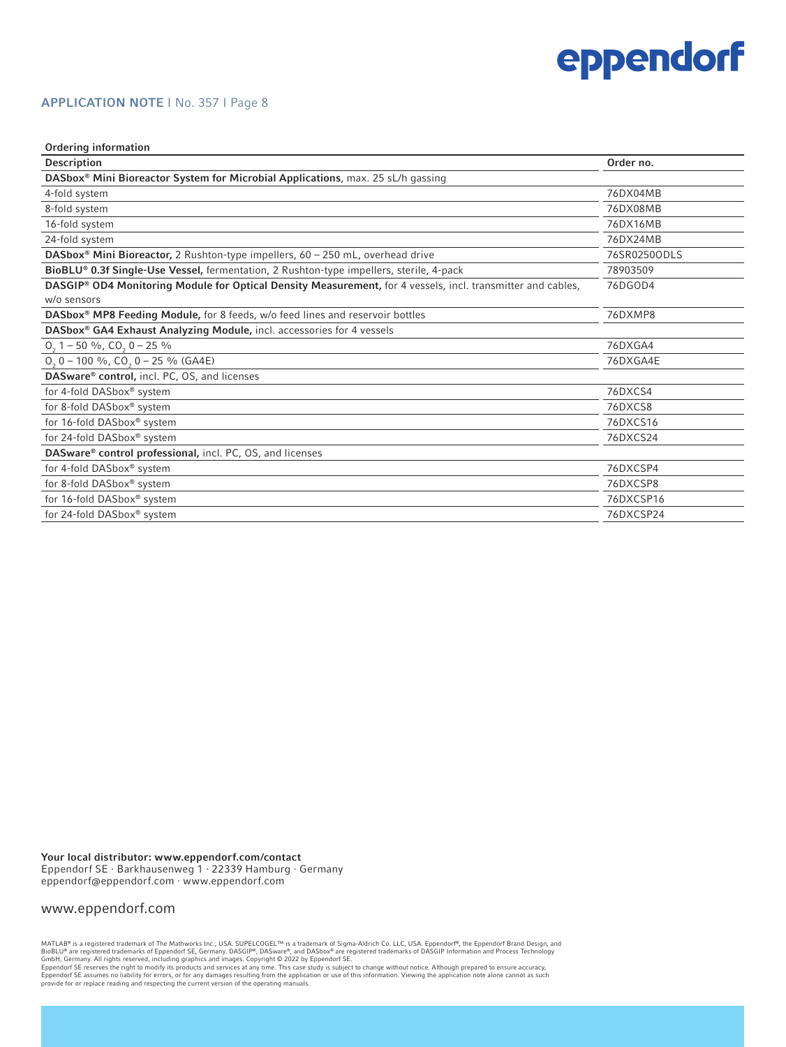**Ordering information**

| Description | Order no. |
|---|---|
| **DASbox® Mini Bioreactor System for Microbial Applications**, max. 25 sL/h gassing | |
| 4-fold system | 76DX04MB |
| 8-fold system | 76DX08MB |
| 16-fold system | 76DX16MB |
| 24-fold system | 76DX24MB |
| **DASbox® Mini Bioreactor,** 2 Rushton-type impellers, 60 – 250 mL, overhead drive | 76SR0250ODLS |
| **BioBLU® 0.3f Single-Use Vessel,** fermentation, 2 Rushton-type impellers, sterile, 4-pack | 78903509 |
| **DASGIP® OD4 Monitoring Module for Optical Density Measurement,** for 4 vessels, incl. transmitter and cables, w/o sensors | 76DGOD4 |
| **DASbox® MP8 Feeding Module,** for 8 feeds, w/o feed lines and reservoir bottles | 76DXMP8 |
| **DASbox® GA4 Exhaust Analyzing Module,** incl. accessories for 4 vessels | |
| $O_2$ 1 – 50 %, $CO_2$ 0 – 25 % | 76DXGA4 |
| $O_2$ 0 – 100 %, $CO_2$ 0 – 25 % (GA4E) | 76DXGA4E |
| **DASware® control,** incl. PC, OS, and licenses | |
| for 4-fold DASbox® system | 76DXCS4 |
| for 8-fold DASbox® system | 76DXCS8 |
| for 16-fold DASbox® system | 76DXCS16 |
| for 24-fold DASbox® system | 76DXCS24 |
| **DASware® control professional,** incl. PC, OS, and licenses | |
| for 4-fold DASbox® system | 76DXCSP4 |
| for 8-fold DASbox® system | 76DXCSP8 |
| for 16-fold DASbox® system | 76DXCSP16 |
| for 24-fold DASbox® system | 76DXCSP24 |

**Your local distributor: www.eppendorf.com/contact**
Eppendorf SE · Barkhausenweg 1 · 22339 Hamburg · Germany
eppendorf@eppendorf.com · www.eppendorf.com

www.eppendorf.com

MATLAB® is a registered trademark of The Mathworks Inc., USA. SUPELCOGEL™ is a trademark of Sigma-Aldrich Co. LLC, USA. Eppendorf®, the Eppendorf Brand Design, and BioBLU® are registered trademarks of Eppendorf SE, Germany. DASGIP®, DASware®, and DASbox® are registered trademarks of DASGIP Information and Process Technology GmbH, Germany. All rights reserved, including graphics and images. Copyright © 2022 by Eppendorf SE.
Eppendorf SE reserves the right to modify its products and services at any time. This case study is subject to change without notice. Although prepared to ensure accuracy, Eppendorf SE assumes no liability for errors, or for any damages resulting from the application or use of this information. Viewing the application note alone cannot as such provide for or replace reading and respecting the current version of the operating manuals.